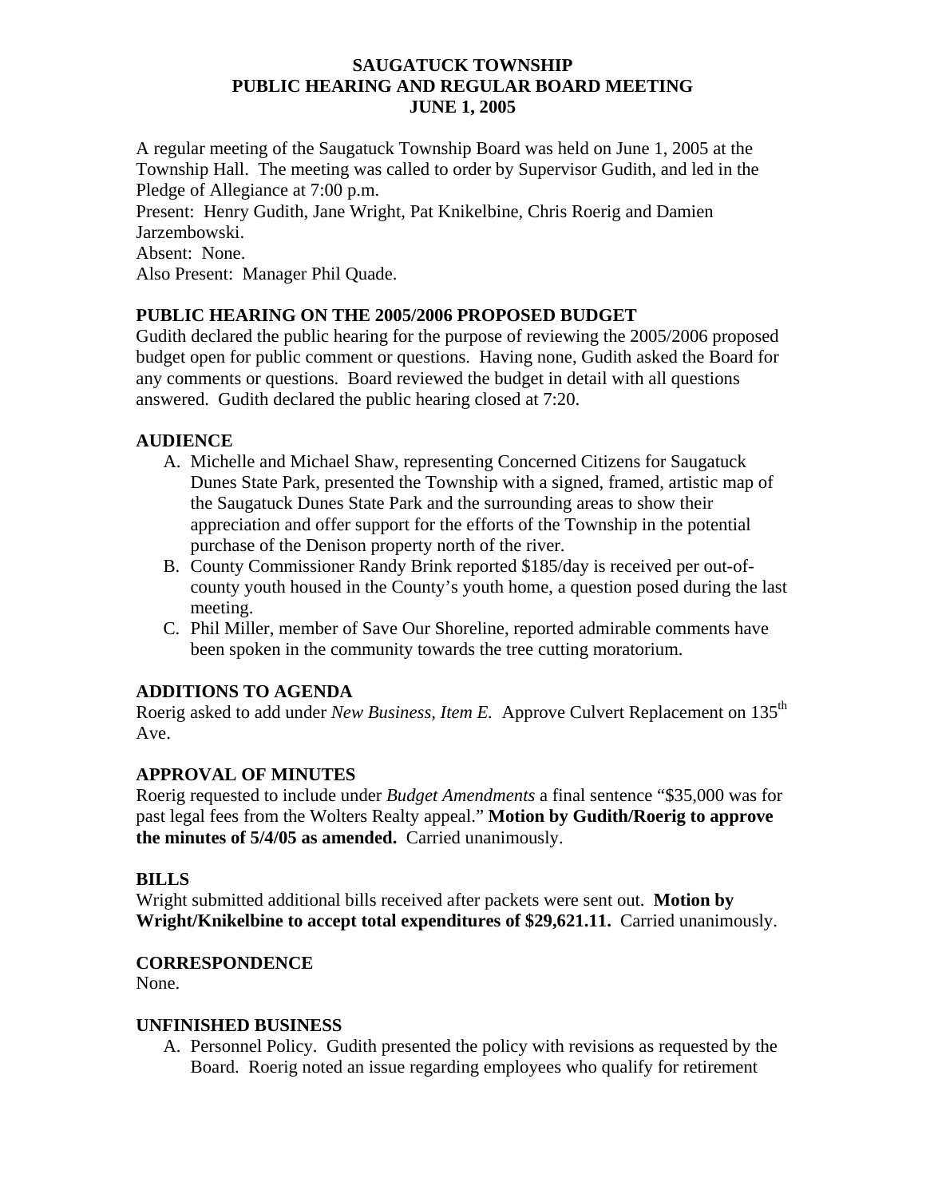# SAUGATUCK TOWNSHIP
## PUBLIC HEARING AND REGULAR BOARD MEETING
## JUNE 1, 2005

A regular meeting of the Saugatuck Township Board was held on June 1, 2005 at the Township Hall. The meeting was called to order by Supervisor Gudith, and led in the Pledge of Allegiance at 7:00 p.m.

Present: Henry Gudith, Jane Wright, Pat Knikelbine, Chris Roerig and Damien Jarzembowski.

Absent: None.

Also Present: Manager Phil Quade.

### PUBLIC HEARING ON THE 2005/2006 PROPOSED BUDGET

Gudith declared the public hearing for the purpose of reviewing the 2005/2006 proposed budget open for public comment or questions. Having none, Gudith asked the Board for any comments or questions. Board reviewed the budget in detail with all questions answered. Gudith declared the public hearing closed at 7:20.

### AUDIENCE

A. Michelle and Michael Shaw, representing Concerned Citizens for Saugatuck Dunes State Park, presented the Township with a signed, framed, artistic map of the Saugatuck Dunes State Park and the surrounding areas to show their appreciation and offer support for the efforts of the Township in the potential purchase of the Denison property north of the river.

B. County Commissioner Randy Brink reported $185/day is received per out-of-county youth housed in the County's youth home, a question posed during the last meeting.

C. Phil Miller, member of Save Our Shoreline, reported admirable comments have been spoken in the community towards the tree cutting moratorium.

### ADDITIONS TO AGENDA

Roerig asked to add under *New Business, Item E.* Approve Culvert Replacement on 135th Ave.

### APPROVAL OF MINUTES

Roerig requested to include under *Budget Amendments* a final sentence "$35,000 was for past legal fees from the Wolters Realty appeal." **Motion by Gudith/Roerig to approve the minutes of 5/4/05 as amended.** Carried unanimously.

### BILLS

Wright submitted additional bills received after packets were sent out. **Motion by Wright/Knikelbine to accept total expenditures of $29,621.11.** Carried unanimously.

### CORRESPONDENCE

None.

### UNFINISHED BUSINESS

A. Personnel Policy. Gudith presented the policy with revisions as requested by the Board. Roerig noted an issue regarding employees who qualify for retirement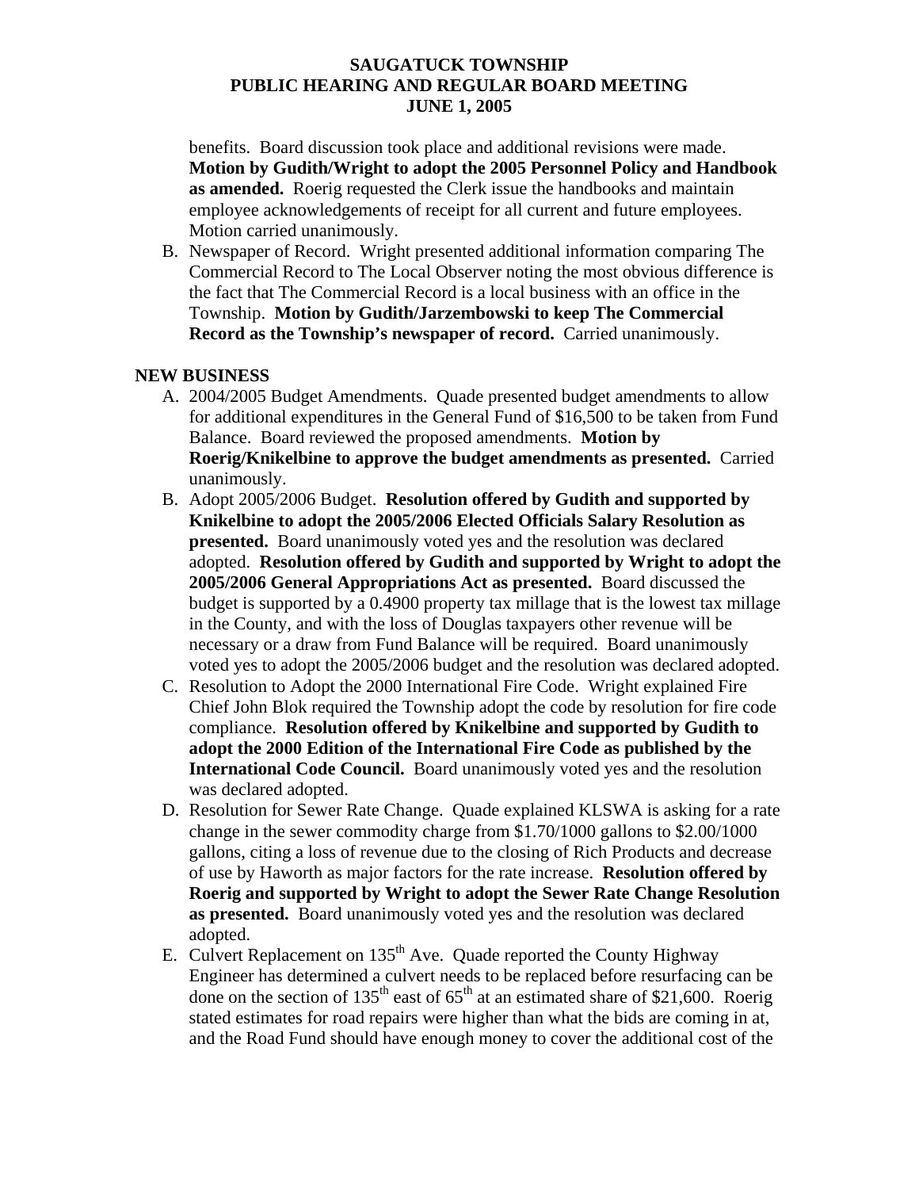benefits. Board discussion took place and additional revisions were made. **Motion by Gudith/Wright to adopt the 2005 Personnel Policy and Handbook as amended.** Roerig requested the Clerk issue the handbooks and maintain employee acknowledgements of receipt for all current and future employees. Motion carried unanimously.

B. Newspaper of Record. Wright presented additional information comparing The Commercial Record to The Local Observer noting the most obvious difference is the fact that The Commercial Record is a local business with an office in the Township. **Motion by Gudith/Jarzembowski to keep The Commercial Record as the Township's newspaper of record.** Carried unanimously.

**NEW BUSINESS**

A. 2004/2005 Budget Amendments. Quade presented budget amendments to allow for additional expenditures in the General Fund of $16,500 to be taken from Fund Balance. Board reviewed the proposed amendments. **Motion by Roerig/Knikelbine to approve the budget amendments as presented.** Carried unanimously.

B. Adopt 2005/2006 Budget. **Resolution offered by Gudith and supported by Knikelbine to adopt the 2005/2006 Elected Officials Salary Resolution as presented.** Board unanimously voted yes and the resolution was declared adopted. **Resolution offered by Gudith and supported by Wright to adopt the 2005/2006 General Appropriations Act as presented.** Board discussed the budget is supported by a 0.4900 property tax millage that is the lowest tax millage in the County, and with the loss of Douglas taxpayers other revenue will be necessary or a draw from Fund Balance will be required. Board unanimously voted yes to adopt the 2005/2006 budget and the resolution was declared adopted.

C. Resolution to Adopt the 2000 International Fire Code. Wright explained Fire Chief John Blok required the Township adopt the code by resolution for fire code compliance. **Resolution offered by Knikelbine and supported by Gudith to adopt the 2000 Edition of the International Fire Code as published by the International Code Council.** Board unanimously voted yes and the resolution was declared adopted.

D. Resolution for Sewer Rate Change. Quade explained KLSWA is asking for a rate change in the sewer commodity charge from $1.70/1000 gallons to $2.00/1000 gallons, citing a loss of revenue due to the closing of Rich Products and decrease of use by Haworth as major factors for the rate increase. **Resolution offered by Roerig and supported by Wright to adopt the Sewer Rate Change Resolution as presented.** Board unanimously voted yes and the resolution was declared adopted.

E. Culvert Replacement on 135th Ave. Quade reported the County Highway Engineer has determined a culvert needs to be replaced before resurfacing can be done on the section of 135th east of 65th at an estimated share of $21,600. Roerig stated estimates for road repairs were higher than what the bids are coming in at, and the Road Fund should have enough money to cover the additional cost of the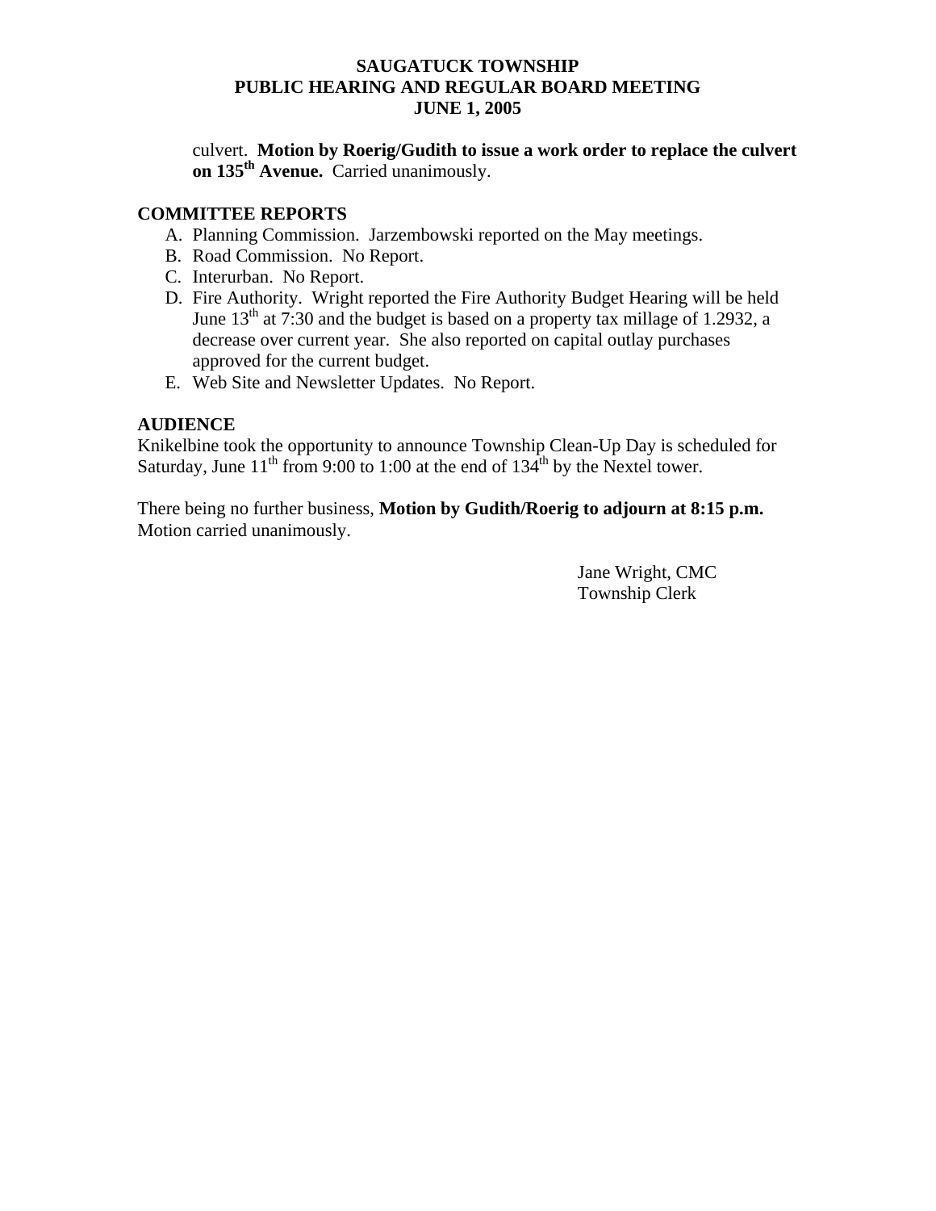culvert. **Motion by Roerig/Gudith to issue a work order to replace the culvert on 135th Avenue.** Carried unanimously.

**COMMITTEE REPORTS**

A. Planning Commission. Jarzembowski reported on the May meetings.
B. Road Commission. No Report.
C. Interurban. No Report.
D. Fire Authority. Wright reported the Fire Authority Budget Hearing will be held June 13th at 7:30 and the budget is based on a property tax millage of 1.2932, a decrease over current year. She also reported on capital outlay purchases approved for the current budget.
E. Web Site and Newsletter Updates. No Report.

**AUDIENCE**

Knikelbine took the opportunity to announce Township Clean-Up Day is scheduled for Saturday, June 11th from 9:00 to 1:00 at the end of 134th by the Nextel tower.

There being no further business, **Motion by Gudith/Roerig to adjourn at 8:15 p.m.** Motion carried unanimously.

Jane Wright, CMC
Township Clerk